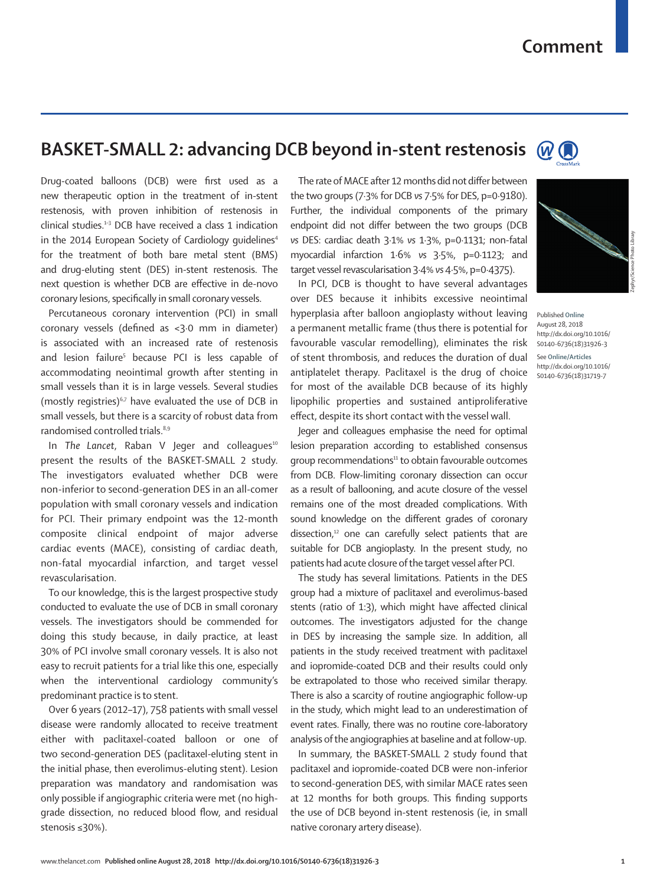# BASKET-SMALL 2: advancing DCB beyond in-stent restenosis

Drug-coated balloons (DCB) were first used as a new therapeutic option in the treatment of in-stent restenosis, with proven inhibition of restenosis in clinical studies.[1–3] DCB have received a class 1 indication in the 2014 European Society of Cardiology guidelines[4] for the treatment of both bare metal stent (BMS) and drug-eluting stent (DES) in-stent restenosis. The next question is whether DCB are effective in de-novo coronary lesions, specifically in small coronary vessels.

Percutaneous coronary intervention (PCI) in small coronary vessels (defined as <3·0 mm in diameter) is associated with an increased rate of restenosis and lesion failure[5] because PCI is less capable of accommodating neointimal growth after stenting in small vessels than it is in large vessels. Several studies (mostly registries)[6,7] have evaluated the use of DCB in small vessels, but there is a scarcity of robust data from randomised controlled trials.[8,9]

In *The Lancet*, Raban V Jeger and colleagues[10] present the results of the BASKET-SMALL 2 study. The investigators evaluated whether DCB were non-inferior to second-generation DES in an all-comer population with small coronary vessels and indication for PCI. Their primary endpoint was the 12-month composite clinical endpoint of major adverse cardiac events (MACE), consisting of cardiac death, non-fatal myocardial infarction, and target vessel revascularisation.

To our knowledge, this is the largest prospective study conducted to evaluate the use of DCB in small coronary vessels. The investigators should be commended for doing this study because, in daily practice, at least 30% of PCI involve small coronary vessels. It is also not easy to recruit patients for a trial like this one, especially when the interventional cardiology community's predominant practice is to stent.

Over 6 years (2012–17), 758 patients with small vessel disease were randomly allocated to receive treatment either with paclitaxel-coated balloon or one of two second-generation DES (paclitaxel-eluting stent in the initial phase, then everolimus-eluting stent). Lesion preparation was mandatory and randomisation was only possible if angiographic criteria were met (no high-grade dissection, no reduced blood flow, and residual stenosis ≤30%).

The rate of MACE after 12 months did not differ between the two groups (7·3% for DCB *vs* 7·5% for DES, p=0·9180). Further, the individual components of the primary endpoint did not differ between the two groups (DCB *vs* DES: cardiac death 3·1% *vs* 1·3%, p=0·1131; non-fatal myocardial infarction 1·6% *vs* 3·5%, p=0·1123; and target vessel revascularisation 3·4% *vs* 4·5%, p=0·4375).

In PCI, DCB is thought to have several advantages over DES because it inhibits excessive neointimal hyperplasia after balloon angioplasty without leaving a permanent metallic frame (thus there is potential for favourable vascular remodelling), eliminates the risk of stent thrombosis, and reduces the duration of dual antiplatelet therapy. Paclitaxel is the drug of choice for most of the available DCB because of its highly lipophilic properties and sustained antiproliferative effect, despite its short contact with the vessel wall.

Jeger and colleagues emphasise the need for optimal lesion preparation according to established consensus group recommendations[11] to obtain favourable outcomes from DCB. Flow-limiting coronary dissection can occur as a result of ballooning, and acute closure of the vessel remains one of the most dreaded complications. With sound knowledge on the different grades of coronary dissection,[12] one can carefully select patients that are suitable for DCB angioplasty. In the present study, no patients had acute closure of the target vessel after PCI.

The study has several limitations. Patients in the DES group had a mixture of paclitaxel and everolimus-based stents (ratio of 1:3), which might have affected clinical outcomes. The investigators adjusted for the change in DES by increasing the sample size. In addition, all patients in the study received treatment with paclitaxel and iopromide-coated DCB and their results could only be extrapolated to those who received similar therapy. There is also a scarcity of routine angiographic follow-up in the study, which might lead to an underestimation of event rates. Finally, there was no routine core-laboratory analysis of the angiographies at baseline and at follow-up.

In summary, the BASKET-SMALL 2 study found that paclitaxel and iopromide-coated DCB were non-inferior to second-generation DES, with similar MACE rates seen at 12 months for both groups. This finding supports the use of DCB beyond in-stent restenosis (ie, in small native coronary artery disease).

Zephyr/Science Photo Library

Published **Online**
August 28, 2018
http://dx.doi.org/10.1016/S0140-6736(18)31926-3

See **Online/Articles**
http://dx.doi.org/10.1016/S0140-6736(18)31719-7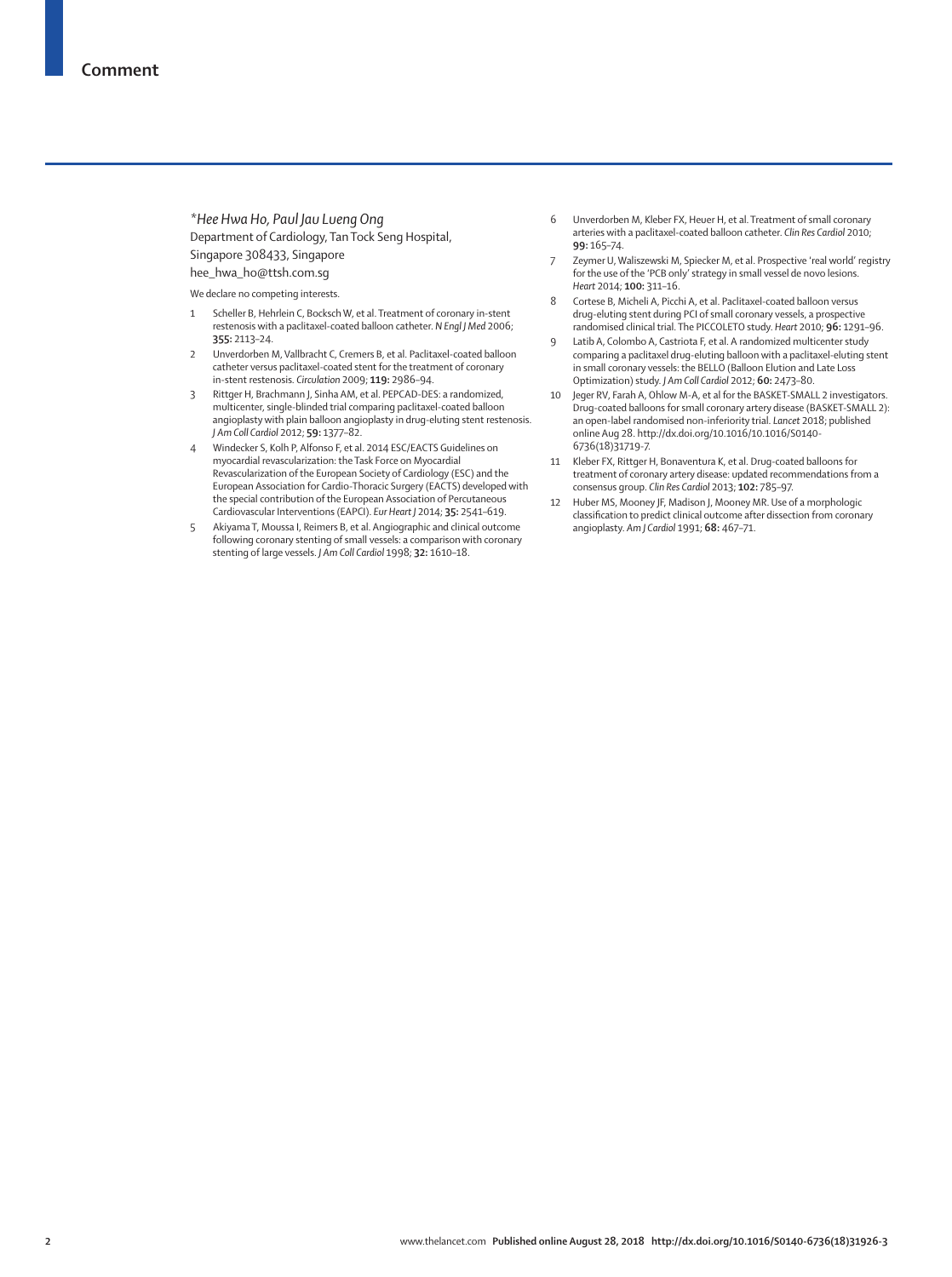*Hee Hwa Ho, Paul Jau Lueng Ong

Department of Cardiology, Tan Tock Seng Hospital, Singapore 308433, Singapore

hee_hwa_ho@ttsh.com.sg

We declare no competing interests.

1. Scheller B, Hehrlein C, Bocksch W, et al. Treatment of coronary in-stent restenosis with a paclitaxel-coated balloon catheter. *N Engl J Med* 2006; **355:** 2113–24.
2. Unverdorben M, Vallbracht C, Cremers B, et al. Paclitaxel-coated balloon catheter versus paclitaxel-coated stent for the treatment of coronary in-stent restenosis. *Circulation* 2009; **119:** 2986–94.
3. Rittger H, Brachmann J, Sinha AM, et al. PEPCAD-DES: a randomized, multicenter, single-blinded trial comparing paclitaxel-coated balloon angioplasty with plain balloon angioplasty in drug-eluting stent restenosis. *J Am Coll Cardiol* 2012; **59:** 1377–82.
4. Windecker S, Kolh P, Alfonso F, et al. 2014 ESC/EACTS Guidelines on myocardial revascularization: the Task Force on Myocardial Revascularization of the European Society of Cardiology (ESC) and the European Association for Cardio-Thoracic Surgery (EACTS) developed with the special contribution of the European Association of Percutaneous Cardiovascular Interventions (EAPCI). *Eur Heart J* 2014; **35:** 2541–619.
5. Akiyama T, Moussa I, Reimers B, et al. Angiographic and clinical outcome following coronary stenting of small vessels: a comparison with coronary stenting of large vessels. *J Am Coll Cardiol* 1998; **32:** 1610–18.
6. Unverdorben M, Kleber FX, Heuer H, et al. Treatment of small coronary arteries with a paclitaxel-coated balloon catheter. *Clin Res Cardiol* 2010; **99:** 165–74.
7. Zeymer U, Waliszewski M, Spiecker M, et al. Prospective 'real world' registry for the use of the 'PCB only' strategy in small vessel de novo lesions. *Heart* 2014; **100:** 311–16.
8. Cortese B, Micheli A, Picchi A, et al. Paclitaxel-coated balloon versus drug-eluting stent during PCI of small coronary vessels, a prospective randomised clinical trial. The PICCOLETO study. *Heart* 2010; **96:** 1291–96.
9. Latib A, Colombo A, Castriota F, et al. A randomized multicenter study comparing a paclitaxel drug-eluting balloon with a paclitaxel-eluting stent in small coronary vessels: the BELLO (Balloon Elution and Late Loss Optimization) study. *J Am Coll Cardiol* 2012; **60:** 2473–80.
10. Jeger RV, Farah A, Ohlow M-A, et al for the BASKET-SMALL 2 investigators. Drug-coated balloons for small coronary artery disease (BASKET-SMALL 2): an open-label randomised non-inferiority trial. *Lancet* 2018; published online Aug 28. http://dx.doi.org/10.1016/10.1016/S0140-6736(18)31719-7.
11. Kleber FX, Rittger H, Bonaventura K, et al. Drug-coated balloons for treatment of coronary artery disease: updated recommendations from a consensus group. *Clin Res Cardiol* 2013; **102:** 785–97.
12. Huber MS, Mooney JF, Madison J, Mooney MR. Use of a morphologic classification to predict clinical outcome after dissection from coronary angioplasty. *Am J Cardiol* 1991; **68:** 467–71.